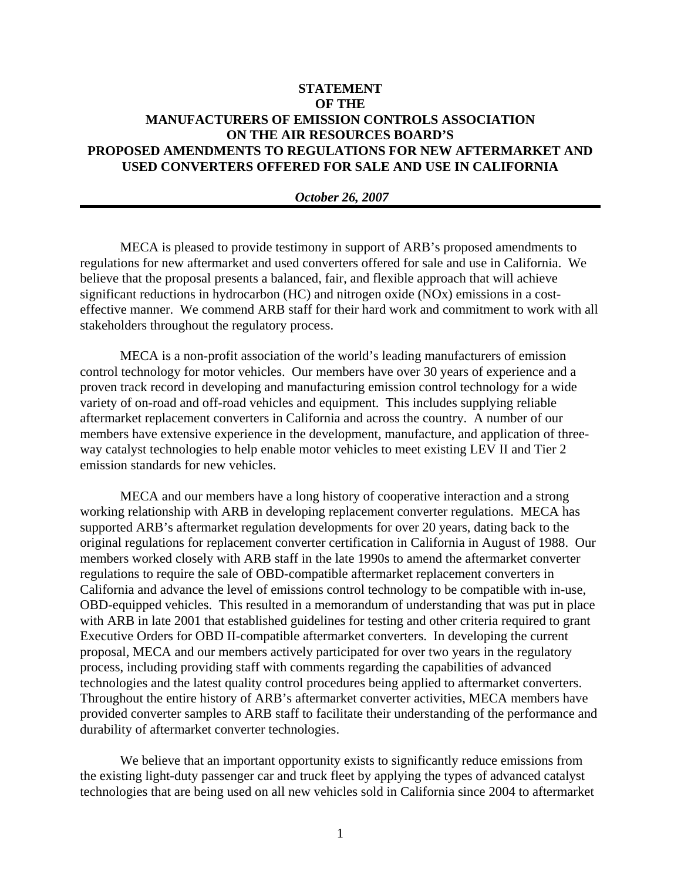# STATEMENT OF THE MANUFACTURERS OF EMISSION CONTROLS ASSOCIATION ON THE AIR RESOURCES BOARD'S PROPOSED AMENDMENTS TO REGULATIONS FOR NEW AFTERMARKET AND USED CONVERTERS OFFERED FOR SALE AND USE IN CALIFORNIA

***October 26, 2007***

---

MECA is pleased to provide testimony in support of ARB's proposed amendments to regulations for new aftermarket and used converters offered for sale and use in California. We believe that the proposal presents a balanced, fair, and flexible approach that will achieve significant reductions in hydrocarbon (HC) and nitrogen oxide (NOx) emissions in a cost-effective manner. We commend ARB staff for their hard work and commitment to work with all stakeholders throughout the regulatory process.

MECA is a non-profit association of the world's leading manufacturers of emission control technology for motor vehicles. Our members have over 30 years of experience and a proven track record in developing and manufacturing emission control technology for a wide variety of on-road and off-road vehicles and equipment. This includes supplying reliable aftermarket replacement converters in California and across the country. A number of our members have extensive experience in the development, manufacture, and application of three-way catalyst technologies to help enable motor vehicles to meet existing LEV II and Tier 2 emission standards for new vehicles.

MECA and our members have a long history of cooperative interaction and a strong working relationship with ARB in developing replacement converter regulations. MECA has supported ARB's aftermarket regulation developments for over 20 years, dating back to the original regulations for replacement converter certification in California in August of 1988. Our members worked closely with ARB staff in the late 1990s to amend the aftermarket converter regulations to require the sale of OBD-compatible aftermarket replacement converters in California and advance the level of emissions control technology to be compatible with in-use, OBD-equipped vehicles. This resulted in a memorandum of understanding that was put in place with ARB in late 2001 that established guidelines for testing and other criteria required to grant Executive Orders for OBD II-compatible aftermarket converters. In developing the current proposal, MECA and our members actively participated for over two years in the regulatory process, including providing staff with comments regarding the capabilities of advanced technologies and the latest quality control procedures being applied to aftermarket converters. Throughout the entire history of ARB's aftermarket converter activities, MECA members have provided converter samples to ARB staff to facilitate their understanding of the performance and durability of aftermarket converter technologies.

We believe that an important opportunity exists to significantly reduce emissions from the existing light-duty passenger car and truck fleet by applying the types of advanced catalyst technologies that are being used on all new vehicles sold in California since 2004 to aftermarket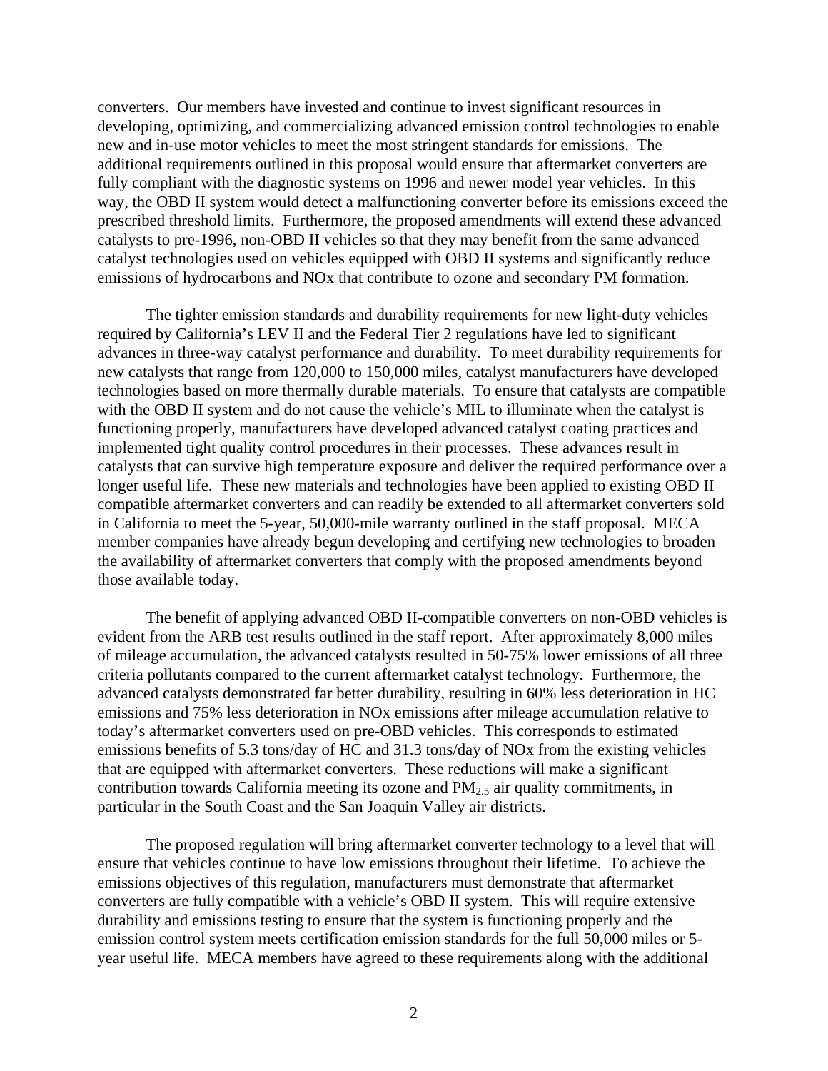converters. Our members have invested and continue to invest significant resources in developing, optimizing, and commercializing advanced emission control technologies to enable new and in-use motor vehicles to meet the most stringent standards for emissions. The additional requirements outlined in this proposal would ensure that aftermarket converters are fully compliant with the diagnostic systems on 1996 and newer model year vehicles. In this way, the OBD II system would detect a malfunctioning converter before its emissions exceed the prescribed threshold limits. Furthermore, the proposed amendments will extend these advanced catalysts to pre-1996, non-OBD II vehicles so that they may benefit from the same advanced catalyst technologies used on vehicles equipped with OBD II systems and significantly reduce emissions of hydrocarbons and NOx that contribute to ozone and secondary PM formation.

The tighter emission standards and durability requirements for new light-duty vehicles required by California's LEV II and the Federal Tier 2 regulations have led to significant advances in three-way catalyst performance and durability. To meet durability requirements for new catalysts that range from 120,000 to 150,000 miles, catalyst manufacturers have developed technologies based on more thermally durable materials. To ensure that catalysts are compatible with the OBD II system and do not cause the vehicle's MIL to illuminate when the catalyst is functioning properly, manufacturers have developed advanced catalyst coating practices and implemented tight quality control procedures in their processes. These advances result in catalysts that can survive high temperature exposure and deliver the required performance over a longer useful life. These new materials and technologies have been applied to existing OBD II compatible aftermarket converters and can readily be extended to all aftermarket converters sold in California to meet the 5-year, 50,000-mile warranty outlined in the staff proposal. MECA member companies have already begun developing and certifying new technologies to broaden the availability of aftermarket converters that comply with the proposed amendments beyond those available today.

The benefit of applying advanced OBD II-compatible converters on non-OBD vehicles is evident from the ARB test results outlined in the staff report. After approximately 8,000 miles of mileage accumulation, the advanced catalysts resulted in 50-75% lower emissions of all three criteria pollutants compared to the current aftermarket catalyst technology. Furthermore, the advanced catalysts demonstrated far better durability, resulting in 60% less deterioration in HC emissions and 75% less deterioration in NOx emissions after mileage accumulation relative to today's aftermarket converters used on pre-OBD vehicles. This corresponds to estimated emissions benefits of 5.3 tons/day of HC and 31.3 tons/day of NOx from the existing vehicles that are equipped with aftermarket converters. These reductions will make a significant contribution towards California meeting its ozone and $PM_{2.5}$ air quality commitments, in particular in the South Coast and the San Joaquin Valley air districts.

The proposed regulation will bring aftermarket converter technology to a level that will ensure that vehicles continue to have low emissions throughout their lifetime. To achieve the emissions objectives of this regulation, manufacturers must demonstrate that aftermarket converters are fully compatible with a vehicle's OBD II system. This will require extensive durability and emissions testing to ensure that the system is functioning properly and the emission control system meets certification emission standards for the full 50,000 miles or 5-year useful life. MECA members have agreed to these requirements along with the additional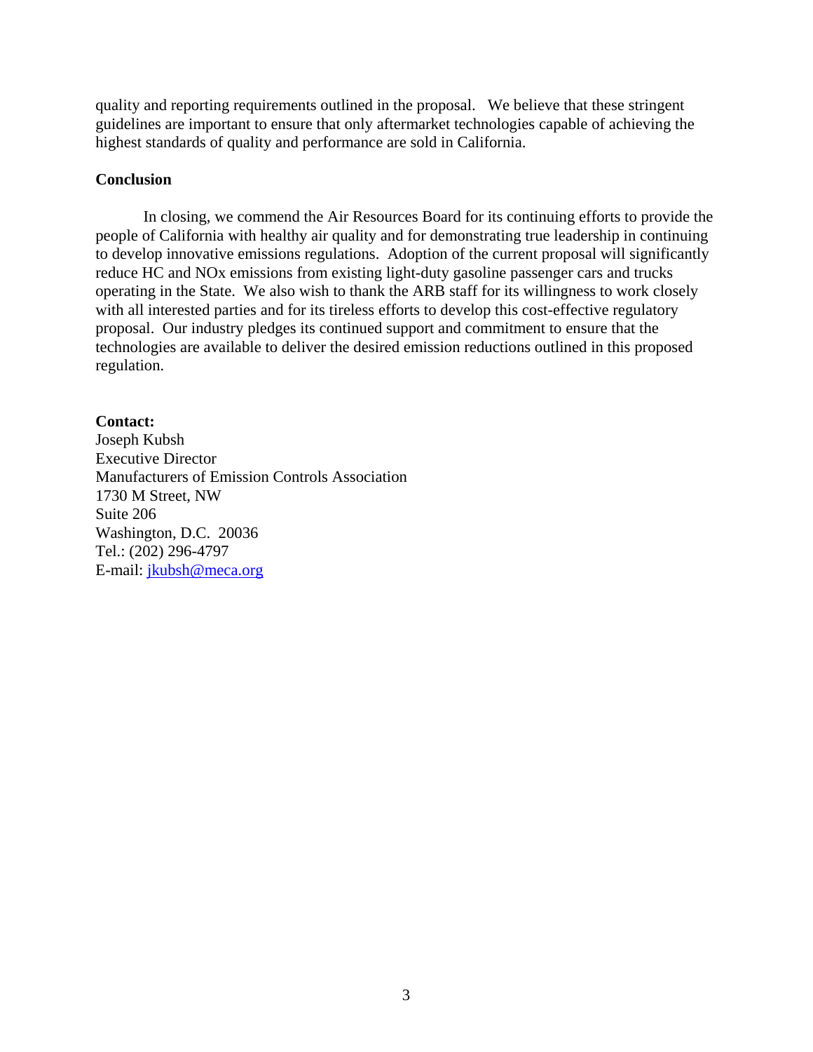quality and reporting requirements outlined in the proposal. We believe that these stringent guidelines are important to ensure that only aftermarket technologies capable of achieving the highest standards of quality and performance are sold in California.

**Conclusion**

In closing, we commend the Air Resources Board for its continuing efforts to provide the people of California with healthy air quality and for demonstrating true leadership in continuing to develop innovative emissions regulations. Adoption of the current proposal will significantly reduce HC and NOx emissions from existing light-duty gasoline passenger cars and trucks operating in the State. We also wish to thank the ARB staff for its willingness to work closely with all interested parties and for its tireless efforts to develop this cost-effective regulatory proposal. Our industry pledges its continued support and commitment to ensure that the technologies are available to deliver the desired emission reductions outlined in this proposed regulation.

**Contact:**
Joseph Kubsh
Executive Director
Manufacturers of Emission Controls Association
1730 M Street, NW
Suite 206
Washington, D.C. 20036
Tel.: (202) 296-4797
E-mail: jkubsh@meca.org